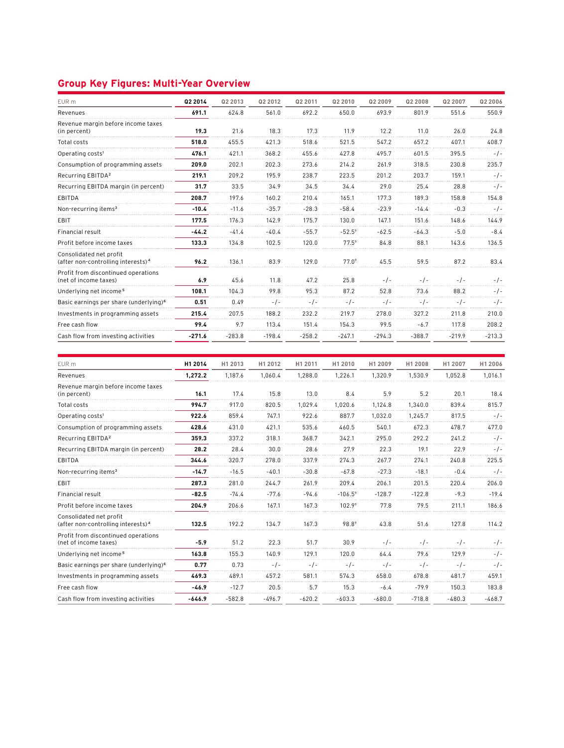## Group Key Figures: Multi-Year Overview

| EUR m | Q2 2014 | Q2 2013 | Q2 2012 | Q2 2011 | Q2 2010 | Q2 2009 | Q2 2008 | Q2 2007 | Q2 2006 |
|---|---|---|---|---|---|---|---|---|---|
| Revenues | **691.1** | 624.8 | 561.0 | 692.2 | 650.0 | 693.9 | 801.9 | 551.6 | 550.9 |
| Revenue margin before income taxes (in percent) | **19.3** | 21.6 | 18.3 | 17.3 | 11.9 | 12.2 | 11.0 | 26.0 | 24.8 |
| Total costs | **518.0** | 455.5 | 421.3 | 518.6 | 521.5 | 547.2 | 657.2 | 407.1 | 408.7 |
| Operating costs[1] | **476.1** | 421.1 | 368.2 | 455.6 | 427.8 | 495.7 | 601.5 | 395.5 | -/- |
| Consumption of programming assets | **209.0** | 202.1 | 202.3 | 273.6 | 214.2 | 261.9 | 318.5 | 230.8 | 235.7 |
| Recurring EBITDA[2] | **219.1** | 209.2 | 195.9 | 238.7 | 223.5 | 201.2 | 203.7 | 159.1 | -/- |
| Recurring EBITDA margin (in percent) | **31.7** | 33.5 | 34.9 | 34.5 | 34.4 | 29.0 | 25.4 | 28.8 | -/- |
| EBITDA | **208.7** | 197.6 | 160.2 | 210.4 | 165.1 | 177.3 | 189.3 | 158.8 | 154.8 |
| Non-recurring items[3] | **-10.4** | -11.6 | -35.7 | -28.3 | -58.4 | -23.9 | -14.4 | -0.3 | -/- |
| EBIT | **177.5** | 176.3 | 142.9 | 175.7 | 130.0 | 147.1 | 151.6 | 148.6 | 144.9 |
| Financial result | **-44.2** | -41.4 | -40.4 | -55.7 | -52.5[7] | -62.5 | -64.3 | -5.0 | -8.4 |
| Profit before income taxes | **133.3** | 134.8 | 102.5 | 120.0 | 77.5[7] | 84.8 | 88.1 | 143.6 | 136.5 |
| Consolidated net profit (after non-controlling interests)[4] | **96.2** | 136.1 | 83.9 | 129.0 | 77.0[7] | 45.5 | 59.5 | 87.2 | 83.4 |
| Profit from discontinued operations (net of income taxes) | **6.9** | 45.6 | 11.8 | 47.2 | 25.8 | -/- | -/- | -/- | -/- |
| Underlying net income[5] | **108.1** | 104.3 | 99.8 | 95.3 | 87.2 | 52.8 | 73.6 | 88.2 | -/- |
| Basic earnings per share (underlying)[6] | **0.51** | 0.49 | -/- | -/- | -/- | -/- | -/- | -/- | -/- |
| Investments in programming assets | **215.4** | 207.5 | 188.2 | 232.2 | 219.7 | 278.0 | 327.2 | 211.8 | 210.0 |
| Free cash flow | **99.4** | 9.7 | 113.4 | 151.4 | 154.3 | 99.5 | -6.7 | 117.8 | 208.2 |
| Cash flow from investing activities | **-271.6** | -283.8 | -198.4 | -258.2 | -247.1 | -294.3 | -388.7 | -219.9 | -213.3 |

| EUR m | H1 2014 | H1 2013 | H1 2012 | H1 2011 | H1 2010 | H1 2009 | H1 2008 | H1 2007 | H1 2006 |
|---|---|---|---|---|---|---|---|---|---|
| Revenues | **1,272.2** | 1,187.6 | 1,060.4 | 1,288.0 | 1,226.1 | 1,320.9 | 1,530.9 | 1,052.8 | 1,016.1 |
| Revenue margin before income taxes (in percent) | **16.1** | 17.4 | 15.8 | 13.0 | 8.4 | 5.9 | 5.2 | 20.1 | 18.4 |
| Total costs | **994.7** | 917.0 | 820.5 | 1,029.4 | 1,020.6 | 1,124.8 | 1,340.0 | 839.4 | 815.7 |
| Operating costs[1] | **922.6** | 859.4 | 747.1 | 922.6 | 887.7 | 1,032.0 | 1,245.7 | 817.5 | -/- |
| Consumption of programming assets | **428.6** | 431.0 | 421.1 | 535.6 | 460.5 | 540.1 | 672.3 | 478.7 | 477.0 |
| Recurring EBITDA[2] | **359.3** | 337.2 | 318.1 | 368.7 | 342.1 | 295.0 | 292.2 | 241.2 | -/- |
| Recurring EBITDA margin (in percent) | **28.2** | 28.4 | 30.0 | 28.6 | 27.9 | 22.3 | 19.1 | 22.9 | -/- |
| EBITDA | **344.6** | 320.7 | 278.0 | 337.9 | 274.3 | 267.7 | 274.1 | 240.8 | 225.5 |
| Non-recurring items[3] | **-14.7** | -16.5 | -40.1 | -30.8 | -67.8 | -27.3 | -18.1 | -0.4 | -/- |
| EBIT | **287.3** | 281.0 | 244.7 | 261.9 | 209.4 | 206.1 | 201.5 | 220.4 | 206.0 |
| Financial result | **-82.5** | -74.4 | -77.6 | -94.6 | -106.5[7] | -128.7 | -122.8 | -9.3 | -19.4 |
| Profit before income taxes | **204.9** | 206.6 | 167.1 | 167.3 | 102.9[7] | 77.8 | 79.5 | 211.1 | 186.6 |
| Consolidated net profit (after non-controlling interests)[4] | **132.5** | 192.2 | 134.7 | 167.3 | 98.8[7] | 43.8 | 51.6 | 127.8 | 114.2 |
| Profit from discontinued operations (net of income taxes) | **-5.9** | 51.2 | 22.3 | 51.7 | 30.9 | -/- | -/- | -/- | -/- |
| Underlying net income[5] | **163.8** | 155.3 | 140.9 | 129.1 | 120.0 | 64.4 | 79.6 | 129.9 | -/- |
| Basic earnings per share (underlying)[6] | **0.77** | 0.73 | -/- | -/- | -/- | -/- | -/- | -/- | -/- |
| Investments in programming assets | **469.3** | 489.1 | 457.2 | 581.1 | 574.3 | 658.0 | 678.8 | 481.7 | 459.1 |
| Free cash flow | **-46.9** | -12.7 | 20.5 | 5.7 | 15.3 | -6.4 | -79.9 | 150.3 | 183.8 |
| Cash flow from investing activities | **-646.9** | -582.8 | -496.7 | -620.2 | -603.3 | -680.0 | -718.8 | -480.3 | -468.7 |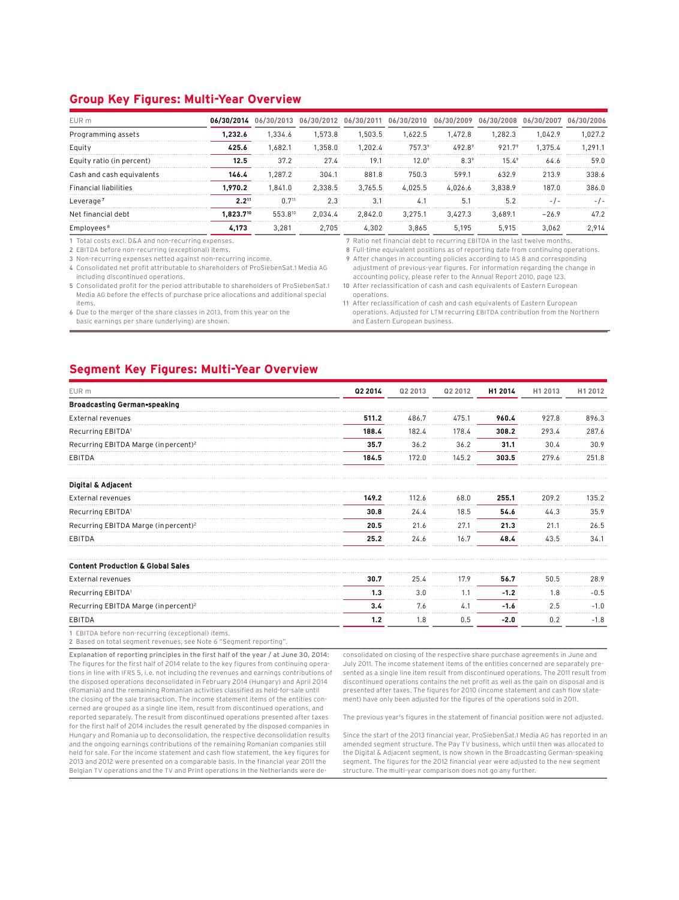## Group Key Figures: Multi-Year Overview

| EUR m | 06/30/2014 | 06/30/2013 | 06/30/2012 | 06/30/2011 | 06/30/2010 | 06/30/2009 | 06/30/2008 | 06/30/2007 | 06/30/2006 |
|---|---|---|---|---|---|---|---|---|---|
| Programming assets | **1,232.6** | 1,334.6 | 1,573.8 | 1,503.5 | 1,622.5 | 1,472.8 | 1,282.3 | 1,042.9 | 1,027.2 |
| Equity | **425.6** | 1,682.1 | 1,358.0 | 1,202.4 | 757.3[9] | 492.8[9] | 921.7[9] | 1,375.4 | 1,291.1 |
| Equity ratio (in percent) | **12.5** | 37.2 | 27.4 | 19.1 | 12.0[9] | 8.3[9] | 15.4[9] | 64.6 | 59.0 |
| Cash and cash equivalents | **146.4** | 1,287.2 | 304.1 | 881.8 | 750.3 | 599.1 | 632.9 | 213.9 | 338.6 |
| Financial liabilities | **1,970.2** | 1,841.0 | 2,338.5 | 3,765.5 | 4,025.5 | 4,026.6 | 3,838.9 | 187.0 | 386.0 |
| Leverage[7] | **2.2[11]** | 0.7[11] | 2.3 | 3.1 | 4.1 | 5.1 | 5.2 | -/- | -/- |
| Net financial debt | **1,823.7[10]** | 553.8[10] | 2,034.4 | 2,842.0 | 3,275.1 | 3,427.3 | 3,689.1 | −26.9 | 47.2 |
| Employees[8] | **4,173** | 3,281 | 2,705 | 4,302 | 3,865 | 5,195 | 5,915 | 3,062 | 2,914 |

1 Total costs excl. D&A and non-recurring expenses.
2 EBITDA before non-recurring (exceptional) items.
3 Non-recurring expenses netted against non-recurring income.
4 Consolidated net profit attributable to shareholders of ProSiebenSat.1 Media AG including discontinued operations.
5 Consolidated profit for the period attributable to shareholders of ProSiebenSat.1 Media AG before the effects of purchase price allocations and additional special items.
6 Due to the merger of the share classes in 2013, from this year on the basic earnings per share (underlying) are shown.
7 Ratio net financial debt to recurring EBITDA in the last twelve months.
8 Full-time equivalent positions as of reporting date from continuing operations.
9 After changes in accounting policies according to IAS 8 and corresponding adjustment of previous-year figures. For information regarding the change in accounting policy, please refer to the Annual Report 2010, page 123.
10 After reclassification of cash and cash equivalents of Eastern European operations.
11 After reclassification of cash and cash equivalents of Eastern European operations. Adjusted for LTM recurring EBITDA contribution from the Northern and Eastern European business.

## Segment Key Figures: Multi-Year Overview

| EUR m | Q2 2014 | Q2 2013 | Q2 2012 | H1 2014 | H1 2013 | H1 2012 |
|---|---|---|---|---|---|---|
| **Broadcasting German-speaking** | | | | | | |
| External revenues | **511.2** | 486.7 | 475.1 | **960.4** | 927.8 | 896.3 |
| Recurring EBITDA[1] | **188.4** | 182.4 | 178.4 | **308.2** | 293.4 | 287.6 |
| Recurring EBITDA Marge (in percent)[2] | **35.7** | 36.2 | 36.2 | **31.1** | 30.4 | 30.9 |
| EBITDA | **184.5** | 172.0 | 145.2 | **303.5** | 279.6 | 251.8 |
| **Digital & Adjacent** | | | | | | |
| External revenues | **149.2** | 112.6 | 68.0 | **255.1** | 209.2 | 135.2 |
| Recurring EBITDA[1] | **30.8** | 24.4 | 18.5 | **54.6** | 44.3 | 35.9 |
| Recurring EBITDA Marge (in percent)[2] | **20.5** | 21.6 | 27.1 | **21.3** | 21.1 | 26.5 |
| EBITDA | **25.2** | 24.6 | 16.7 | **48.4** | 43.5 | 34.1 |
| **Content Production & Global Sales** | | | | | | |
| External revenues | **30.7** | 25.4 | 17.9 | **56.7** | 50.5 | 28.9 |
| Recurring EBITDA[1] | **1.3** | 3.0 | 1.1 | **-1.2** | 1.8 | -0.5 |
| Recurring EBITDA Marge (in percent)[2] | **3.4** | 7.6 | 4.1 | **-1.6** | 2.5 | -1.0 |
| EBITDA | **1.2** | 1.8 | 0.5 | **-2.0** | 0.2 | -1.8 |

1 EBITDA before non-recurring (exceptional) items.
2 Based on total segment revenues, see Note 6 "Segment reporting".

**Explanation of reporting principles in the first half of the year / at June 30, 2014:** The figures for the first half of 2014 relate to the key figures from continuing operations in line with IFRS 5, i.e. not including the revenues and earnings contributions of the disposed operations deconsolidated in February 2014 (Hungary) and April 2014 (Romania) and the remaining Romanian activities classified as held-for-sale until the closing of the sale transaction. The income statement items of the entities concerned are grouped as a single line item, result from discontinued operations, and reported separately. The result from discontinued operations presented after taxes for the first half of 2014 includes the result generated by the disposed companies in Hungary and Romania up to deconsolidation, the respective deconsolidation results and the ongoing earnings contributions of the remaining Romanian companies still held for sale. For the income statement and cash flow statement, the key figures for 2013 and 2012 were presented on a comparable basis. In the financial year 2011 the Belgian TV operations and the TV and Print operations in the Netherlands were deconsolidated on closing of the respective share purchase agreements in June and July 2011. The income statement items of the entities concerned are separately presented as a single line item result from discontinued operations. The 2011 result from discontinued operations contains the net profit as well as the gain on disposal and is presented after taxes. The figures for 2010 (income statement and cash flow statement) have only been adjusted for the figures of the operations sold in 2011.

The previous year's figures in the statement of financial position were not adjusted.

Since the start of the 2013 financial year, ProSiebenSat.1 Media AG has reported in an amended segment structure. The Pay TV business, which until then was allocated to the Digital & Adjacent segment, is now shown in the Broadcasting German-speaking segment. The figures for the 2012 financial year were adjusted to the new segment structure. The multi-year comparison does not go any further.